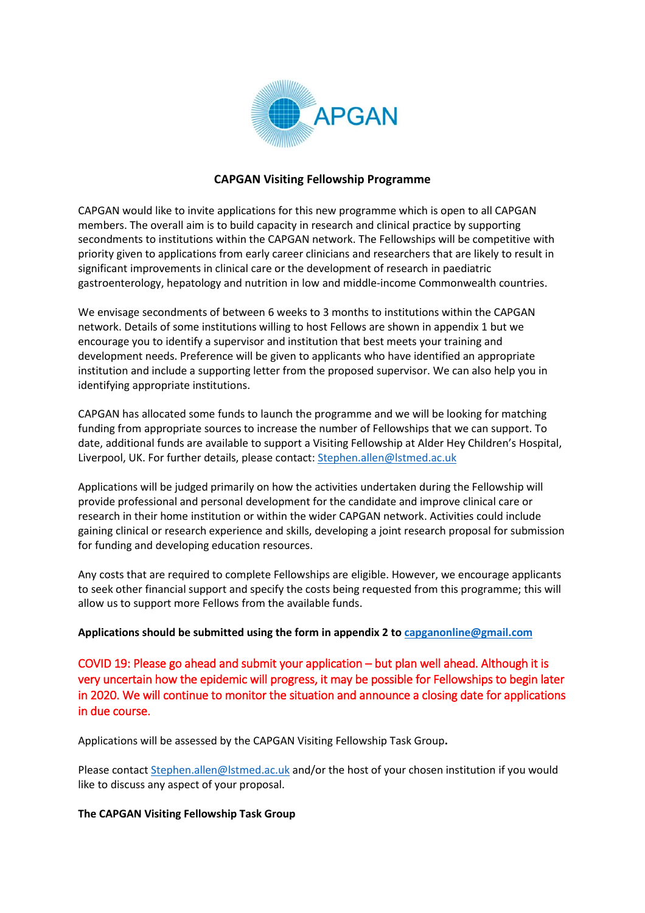# CAPGAN Visiting Fellowship Programme

CAPGAN would like to invite applications for this new programme which is open to all CAPGAN members. The overall aim is to build capacity in research and clinical practice by supporting secondments to institutions within the CAPGAN network. The Fellowships will be competitive with priority given to applications from early career clinicians and researchers that are likely to result in significant improvements in clinical care or the development of research in paediatric gastroenterology, hepatology and nutrition in low and middle-income Commonwealth countries.

We envisage secondments of between 6 weeks to 3 months to institutions within the CAPGAN network. Details of some institutions willing to host Fellows are shown in appendix 1 but we encourage you to identify a supervisor and institution that best meets your training and development needs. Preference will be given to applicants who have identified an appropriate institution and include a supporting letter from the proposed supervisor. We can also help you in identifying appropriate institutions.

CAPGAN has allocated some funds to launch the programme and we will be looking for matching funding from appropriate sources to increase the number of Fellowships that we can support. To date, additional funds are available to support a Visiting Fellowship at Alder Hey Children's Hospital, Liverpool, UK. For further details, please contact: Stephen.allen@lstmed.ac.uk

Applications will be judged primarily on how the activities undertaken during the Fellowship will provide professional and personal development for the candidate and improve clinical care or research in their home institution or within the wider CAPGAN network. Activities could include gaining clinical or research experience and skills, developing a joint research proposal for submission for funding and developing education resources.

Any costs that are required to complete Fellowships are eligible. However, we encourage applicants to seek other financial support and specify the costs being requested from this programme; this will allow us to support more Fellows from the available funds.

**Applications should be submitted using the form in appendix 2 to capganonline@gmail.com**

COVID 19: Please go ahead and submit your application – but plan well ahead. Although it is very uncertain how the epidemic will progress, it may be possible for Fellowships to begin later in 2020. We will continue to monitor the situation and announce a closing date for applications in due course.

Applications will be assessed by the CAPGAN Visiting Fellowship Task Group.

Please contact Stephen.allen@lstmed.ac.uk and/or the host of your chosen institution if you would like to discuss any aspect of your proposal.

**The CAPGAN Visiting Fellowship Task Group**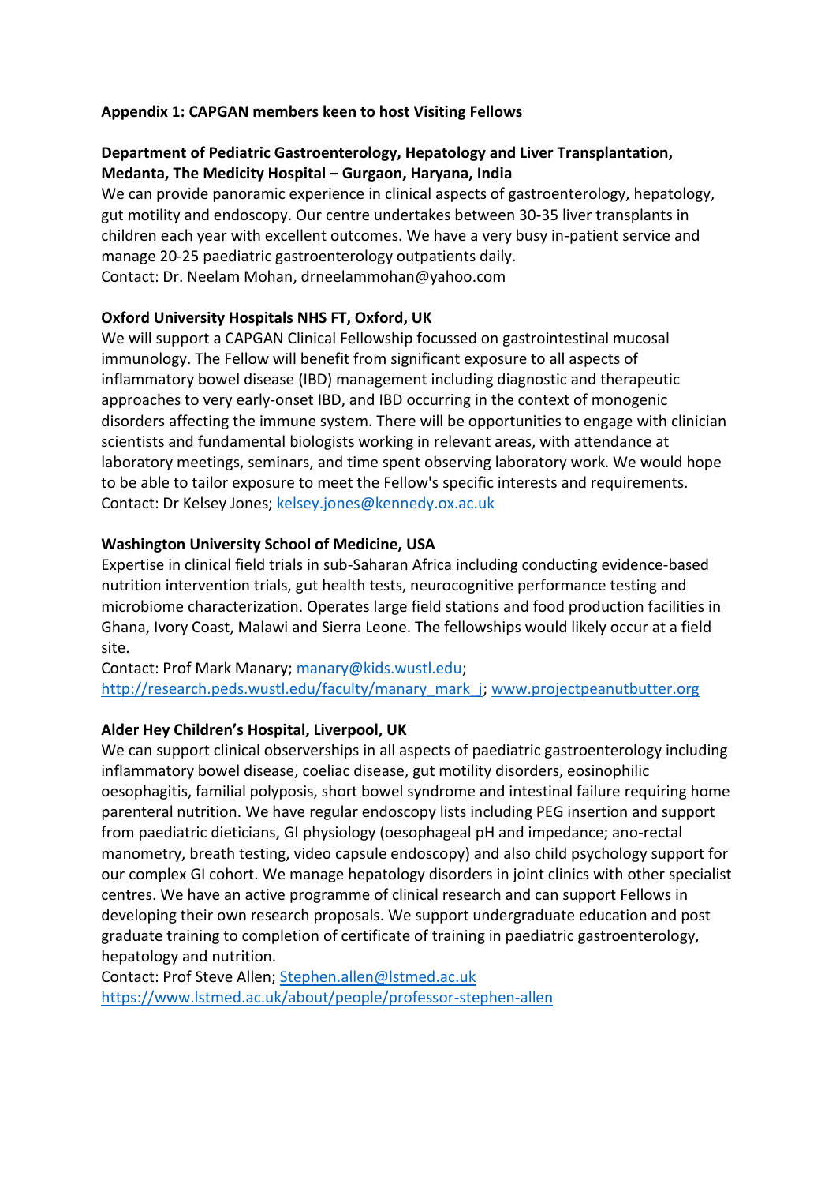**Appendix 1: CAPGAN members keen to host Visiting Fellows**

**Department of Pediatric Gastroenterology, Hepatology and Liver Transplantation, Medanta, The Medicity Hospital – Gurgaon, Haryana, India**

We can provide panoramic experience in clinical aspects of gastroenterology, hepatology, gut motility and endoscopy. Our centre undertakes between 30-35 liver transplants in children each year with excellent outcomes. We have a very busy in-patient service and manage 20-25 paediatric gastroenterology outpatients daily.
Contact: Dr. Neelam Mohan, drneelammohan@yahoo.com

**Oxford University Hospitals NHS FT, Oxford, UK**

We will support a CAPGAN Clinical Fellowship focussed on gastrointestinal mucosal immunology. The Fellow will benefit from significant exposure to all aspects of inflammatory bowel disease (IBD) management including diagnostic and therapeutic approaches to very early-onset IBD, and IBD occurring in the context of monogenic disorders affecting the immune system. There will be opportunities to engage with clinician scientists and fundamental biologists working in relevant areas, with attendance at laboratory meetings, seminars, and time spent observing laboratory work. We would hope to be able to tailor exposure to meet the Fellow's specific interests and requirements.
Contact: Dr Kelsey Jones; kelsey.jones@kennedy.ox.ac.uk

**Washington University School of Medicine, USA**

Expertise in clinical field trials in sub-Saharan Africa including conducting evidence-based nutrition intervention trials, gut health tests, neurocognitive performance testing and microbiome characterization. Operates large field stations and food production facilities in Ghana, Ivory Coast, Malawi and Sierra Leone. The fellowships would likely occur at a field site.
Contact: Prof Mark Manary; manary@kids.wustl.edu; http://research.peds.wustl.edu/faculty/manary_mark_j; www.projectpeanutbutter.org

**Alder Hey Children's Hospital, Liverpool, UK**

We can support clinical observerships in all aspects of paediatric gastroenterology including inflammatory bowel disease, coeliac disease, gut motility disorders, eosinophilic oesophagitis, familial polyposis, short bowel syndrome and intestinal failure requiring home parenteral nutrition. We have regular endoscopy lists including PEG insertion and support from paediatric dieticians, GI physiology (oesophageal pH and impedance; ano-rectal manometry, breath testing, video capsule endoscopy) and also child psychology support for our complex GI cohort. We manage hepatology disorders in joint clinics with other specialist centres. We have an active programme of clinical research and can support Fellows in developing their own research proposals. We support undergraduate education and post graduate training to completion of certificate of training in paediatric gastroenterology, hepatology and nutrition.
Contact: Prof Steve Allen; Stephen.allen@lstmed.ac.uk
https://www.lstmed.ac.uk/about/people/professor-stephen-allen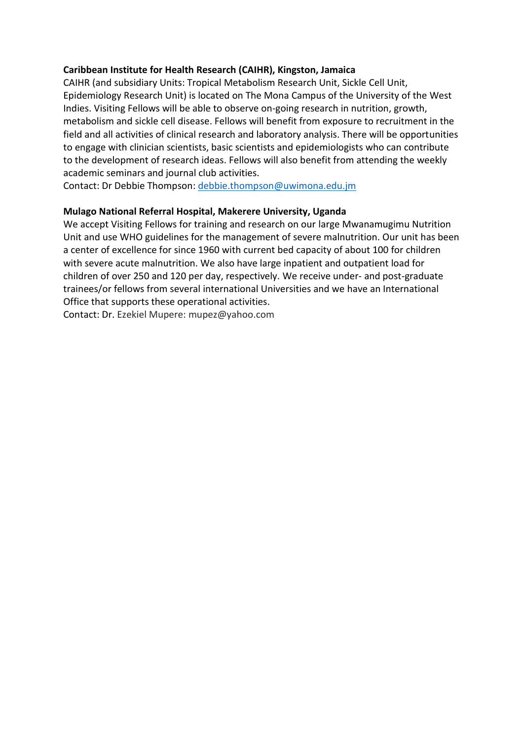**Caribbean Institute for Health Research (CAIHR), Kingston, Jamaica**

CAIHR (and subsidiary Units: Tropical Metabolism Research Unit, Sickle Cell Unit, Epidemiology Research Unit) is located on The Mona Campus of the University of the West Indies. Visiting Fellows will be able to observe on-going research in nutrition, growth, metabolism and sickle cell disease. Fellows will benefit from exposure to recruitment in the field and all activities of clinical research and laboratory analysis. There will be opportunities to engage with clinician scientists, basic scientists and epidemiologists who can contribute to the development of research ideas. Fellows will also benefit from attending the weekly academic seminars and journal club activities.

Contact: Dr Debbie Thompson: debbie.thompson@uwimona.edu.jm

**Mulago National Referral Hospital, Makerere University, Uganda**

We accept Visiting Fellows for training and research on our large Mwanamugimu Nutrition Unit and use WHO guidelines for the management of severe malnutrition. Our unit has been a center of excellence for since 1960 with current bed capacity of about 100 for children with severe acute malnutrition. We also have large inpatient and outpatient load for children of over 250 and 120 per day, respectively. We receive under- and post-graduate trainees/or fellows from several international Universities and we have an International Office that supports these operational activities.

Contact: Dr. Ezekiel Mupere: mupez@yahoo.com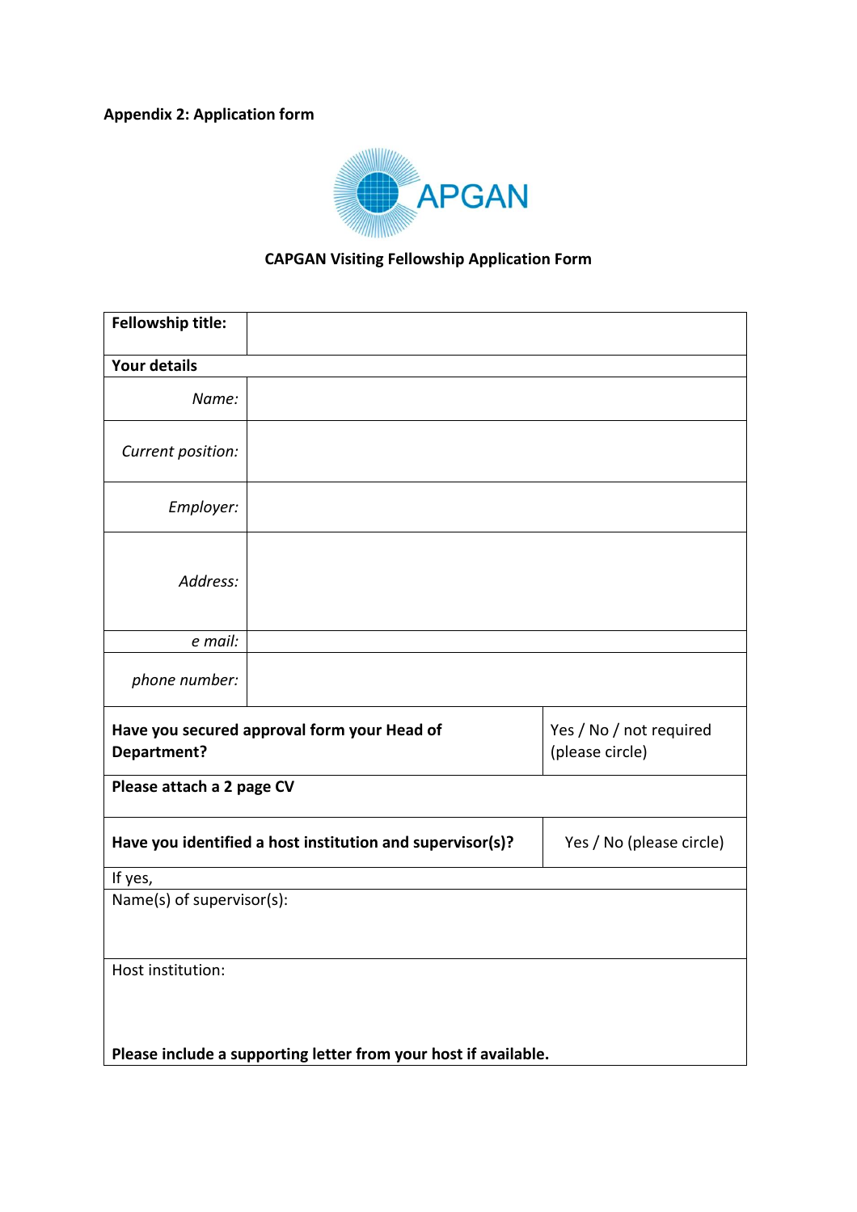**Appendix 2: Application form**

APGAN

**CAPGAN Visiting Fellowship Application Form**

| **Fellowship title:** | |
|---|---|
| **Your details** | |
| *Name:* | |
| *Current position:* | |
| *Employer:* | |
| *Address:* | |
| *e mail:* | |
| *phone number:* | |
| **Have you secured approval form your Head of Department?** | Yes / No / not required (please circle) |
| **Please attach a 2 page CV** | |
| **Have you identified a host institution and supervisor(s)?** | Yes / No (please circle) |
| If yes, | |
| Name(s) of supervisor(s): | |
| Host institution: **Please include a supporting letter from your host if available.** | |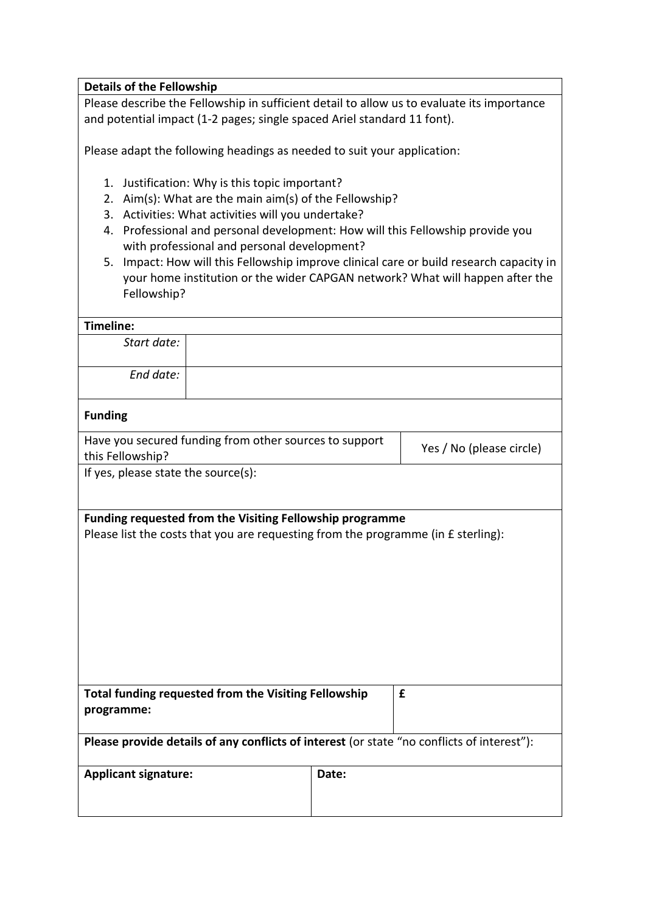**Details of the Fellowship**

Please describe the Fellowship in sufficient detail to allow us to evaluate its importance and potential impact (1-2 pages; single spaced Ariel standard 11 font).

Please adapt the following headings as needed to suit your application:

1. Justification: Why is this topic important?
2. Aim(s): What are the main aim(s) of the Fellowship?
3. Activities: What activities will you undertake?
4. Professional and personal development: How will this Fellowship provide you with professional and personal development?
5. Impact: How will this Fellowship improve clinical care or build research capacity in your home institution or the wider CAPGAN network? What will happen after the Fellowship?

**Timeline:**

| | |
|---|---|
| *Start date:* | |
| *End date:* | |

**Funding**

| | |
|---|---|
| Have you secured funding from other sources to support this Fellowship? | Yes / No (please circle) |
| If yes, please state the source(s): | |

**Funding requested from the Visiting Fellowship programme**

Please list the costs that you are requesting from the programme (in £ sterling):

| | |
|---|---|
| **Total funding requested from the Visiting Fellowship programme:** | **£** |

**Please provide details of any conflicts of interest** (or state "no conflicts of interest"):

| | |
|---|---|
| **Applicant signature:** | **Date:** |